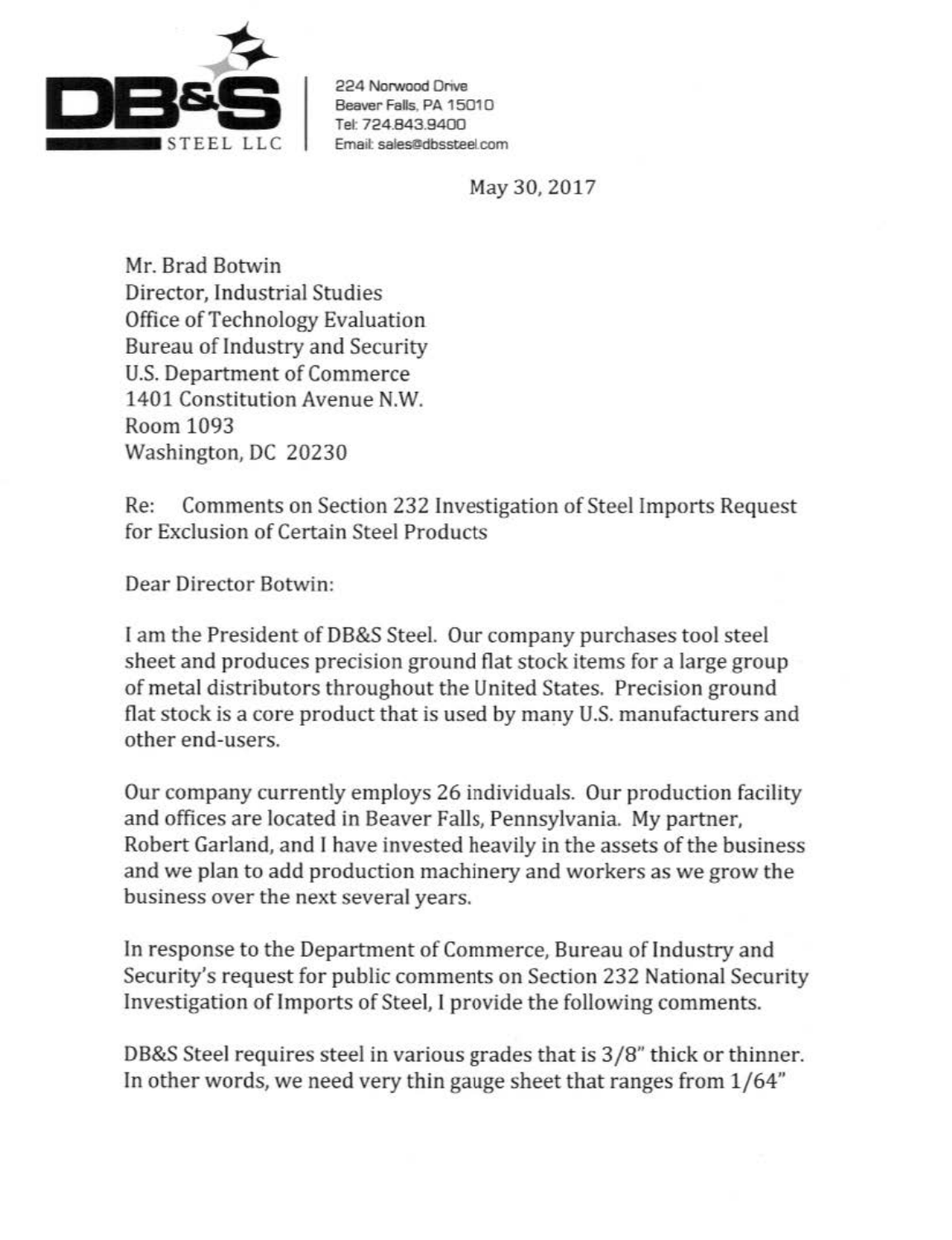**DB&S STEEL LLC**

224 Norwood Drive
Beaver Falls, PA 15010
Tel: 724.843.9400
Email: sales@dbssteel.com

May 30, 2017

Mr. Brad Botwin
Director, Industrial Studies
Office of Technology Evaluation
Bureau of Industry and Security
U.S. Department of Commerce
1401 Constitution Avenue N.W.
Room 1093
Washington, DC 20230

Re: Comments on Section 232 Investigation of Steel Imports Request for Exclusion of Certain Steel Products

Dear Director Botwin:

I am the President of DB&S Steel. Our company purchases tool steel sheet and produces precision ground flat stock items for a large group of metal distributors throughout the United States. Precision ground flat stock is a core product that is used by many U.S. manufacturers and other end-users.

Our company currently employs 26 individuals. Our production facility and offices are located in Beaver Falls, Pennsylvania. My partner, Robert Garland, and I have invested heavily in the assets of the business and we plan to add production machinery and workers as we grow the business over the next several years.

In response to the Department of Commerce, Bureau of Industry and Security's request for public comments on Section 232 National Security Investigation of Imports of Steel, I provide the following comments.

DB&S Steel requires steel in various grades that is 3/8" thick or thinner. In other words, we need very thin gauge sheet that ranges from 1/64"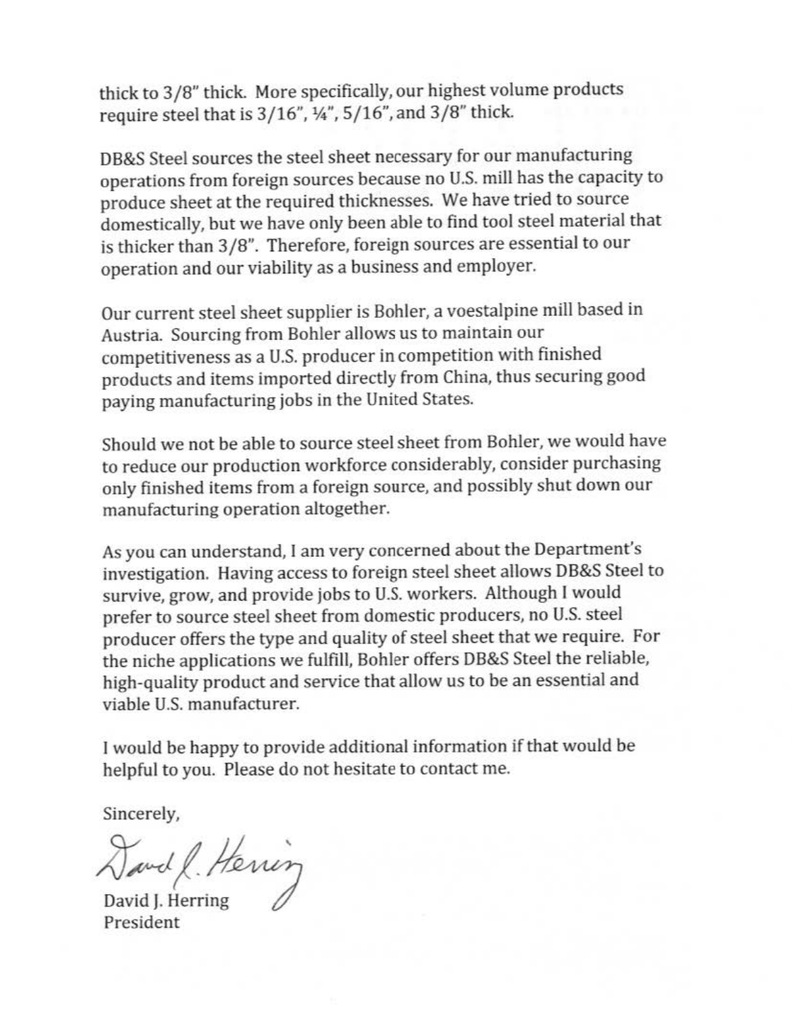thick to 3/8" thick. More specifically, our highest volume products require steel that is 3/16", ¼", 5/16", and 3/8" thick.

DB&S Steel sources the steel sheet necessary for our manufacturing operations from foreign sources because no U.S. mill has the capacity to produce sheet at the required thicknesses. We have tried to source domestically, but we have only been able to find tool steel material that is thicker than 3/8". Therefore, foreign sources are essential to our operation and our viability as a business and employer.

Our current steel sheet supplier is Bohler, a voestalpine mill based in Austria. Sourcing from Bohler allows us to maintain our competitiveness as a U.S. producer in competition with finished products and items imported directly from China, thus securing good paying manufacturing jobs in the United States.

Should we not be able to source steel sheet from Bohler, we would have to reduce our production workforce considerably, consider purchasing only finished items from a foreign source, and possibly shut down our manufacturing operation altogether.

As you can understand, I am very concerned about the Department's investigation. Having access to foreign steel sheet allows DB&S Steel to survive, grow, and provide jobs to U.S. workers. Although I would prefer to source steel sheet from domestic producers, no U.S. steel producer offers the type and quality of steel sheet that we require. For the niche applications we fulfill, Bohler offers DB&S Steel the reliable, high-quality product and service that allow us to be an essential and viable U.S. manufacturer.

I would be happy to provide additional information if that would be helpful to you. Please do not hesitate to contact me.

Sincerely,

David J. Herring
President